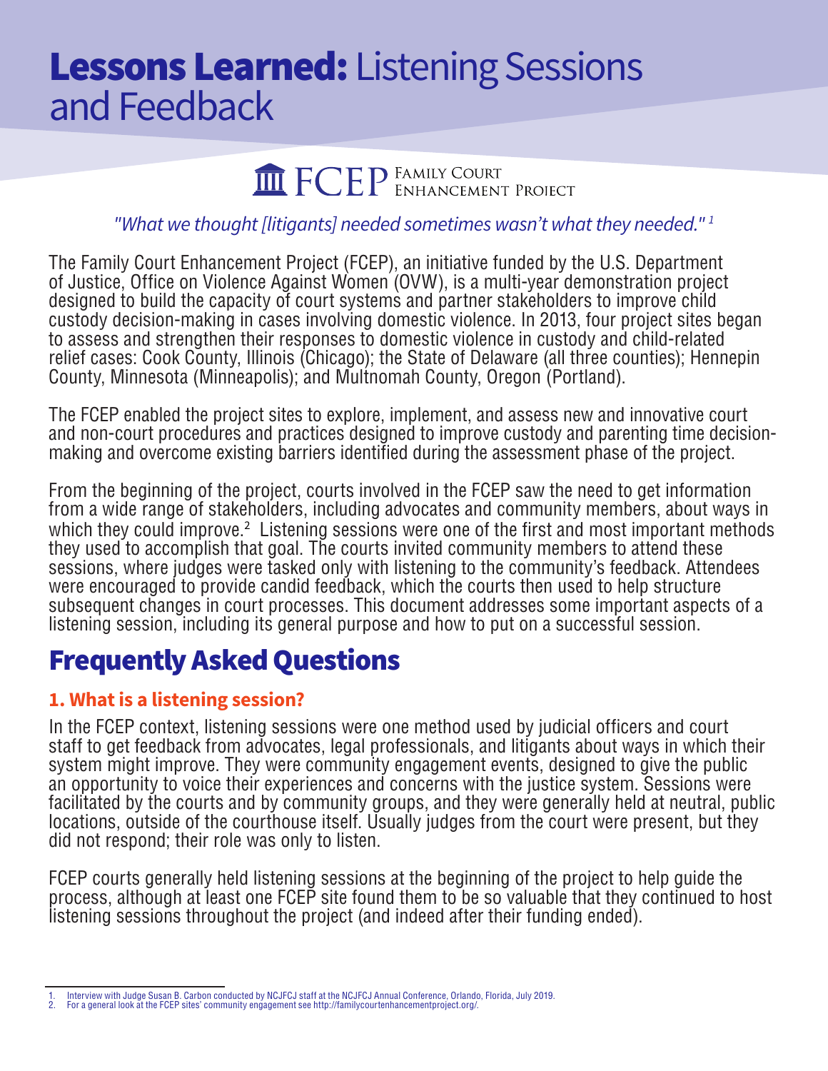# **Lessons Learned:** Listening Sessions and Feedback

FCEP FAMILY COURT ENHANCEMENT PROJECT

*"What we thought [litigants] needed sometimes wasn't what they needed."* [1]

The Family Court Enhancement Project (FCEP), an initiative funded by the U.S. Department of Justice, Office on Violence Against Women (OVW), is a multi-year demonstration project designed to build the capacity of court systems and partner stakeholders to improve child custody decision-making in cases involving domestic violence. In 2013, four project sites began to assess and strengthen their responses to domestic violence in custody and child-related relief cases: Cook County, Illinois (Chicago); the State of Delaware (all three counties); Hennepin County, Minnesota (Minneapolis); and Multnomah County, Oregon (Portland).

The FCEP enabled the project sites to explore, implement, and assess new and innovative court and non-court procedures and practices designed to improve custody and parenting time decision-making and overcome existing barriers identified during the assessment phase of the project.

From the beginning of the project, courts involved in the FCEP saw the need to get information from a wide range of stakeholders, including advocates and community members, about ways in which they could improve.[2] Listening sessions were one of the first and most important methods they used to accomplish that goal. The courts invited community members to attend these sessions, where judges were tasked only with listening to the community's feedback. Attendees were encouraged to provide candid feedback, which the courts then used to help structure subsequent changes in court processes. This document addresses some important aspects of a listening session, including its general purpose and how to put on a successful session.

## Frequently Asked Questions

### 1. What is a listening session?

In the FCEP context, listening sessions were one method used by judicial officers and court staff to get feedback from advocates, legal professionals, and litigants about ways in which their system might improve. They were community engagement events, designed to give the public an opportunity to voice their experiences and concerns with the justice system. Sessions were facilitated by the courts and by community groups, and they were generally held at neutral, public locations, outside of the courthouse itself. Usually judges from the court were present, but they did not respond; their role was only to listen.

FCEP courts generally held listening sessions at the beginning of the project to help guide the process, although at least one FCEP site found them to be so valuable that they continued to host listening sessions throughout the project (and indeed after their funding ended).

1. Interview with Judge Susan B. Carbon conducted by NCJFCJ staff at the NCJFCJ Annual Conference, Orlando, Florida, July 2019.
2. For a general look at the FCEP sites' community engagement see http://familycourtenhancementproject.org/.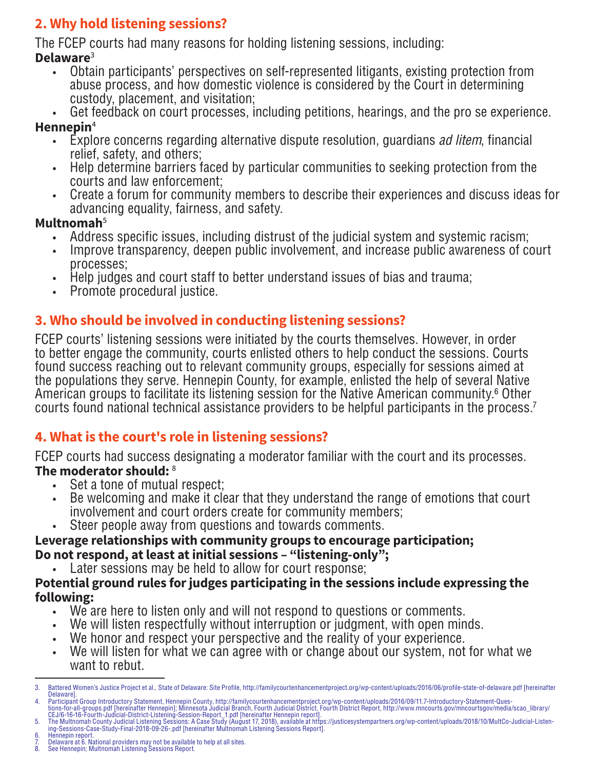## 2. Why hold listening sessions?

The FCEP courts had many reasons for holding listening sessions, including:

**Delaware**[3]

- Obtain participants' perspectives on self-represented litigants, existing protection from abuse process, and how domestic violence is considered by the Court in determining custody, placement, and visitation;
- Get feedback on court processes, including petitions, hearings, and the pro se experience.

**Hennepin**[4]

- Explore concerns regarding alternative dispute resolution, guardians *ad litem*, financial relief, safety, and others;
- Help determine barriers faced by particular communities to seeking protection from the courts and law enforcement;
- Create a forum for community members to describe their experiences and discuss ideas for advancing equality, fairness, and safety.

**Multnomah**[5]

- Address specific issues, including distrust of the judicial system and systemic racism;
- Improve transparency, deepen public involvement, and increase public awareness of court processes;
- Help judges and court staff to better understand issues of bias and trauma;
- Promote procedural justice.

## 3. Who should be involved in conducting listening sessions?

FCEP courts' listening sessions were initiated by the courts themselves. However, in order to better engage the community, courts enlisted others to help conduct the sessions. Courts found success reaching out to relevant community groups, especially for sessions aimed at the populations they serve. Hennepin County, for example, enlisted the help of several Native American groups to facilitate its listening session for the Native American community.[6] Other courts found national technical assistance providers to be helpful participants in the process.[7]

## 4. What is the court's role in listening sessions?

FCEP courts had success designating a moderator familiar with the court and its processes.

**The moderator should:** [8]

- Set a tone of mutual respect;
- Be welcoming and make it clear that they understand the range of emotions that court involvement and court orders create for community members;
- Steer people away from questions and towards comments.

**Leverage relationships with community groups to encourage participation;**

**Do not respond, at least at initial sessions – "listening-only";**

- Later sessions may be held to allow for court response;

**Potential ground rules for judges participating in the sessions include expressing the following:**

- We are here to listen only and will not respond to questions or comments.
- We will listen respectfully without interruption or judgment, with open minds.
- We honor and respect your perspective and the reality of your experience.
- We will listen for what we can agree with or change about our system, not for what we want to rebut.

---

3. Battered Women's Justice Project et al., State of Delaware: Site Profile, http://familycourtenhancementproject.org/wp-content/uploads/2016/06/profile-state-of-delaware.pdf [hereinafter Delaware].
4. Participant Group Introductory Statement, Hennepin County, http://familycourtenhancementproject.org/wp-content/uploads/2016/09/11.7-Introductory-Statement-Questions-for-all-groups.pdf [hereinafter Hennepin]; Minnesota Judicial Branch, Fourth Judicial District, Fourth District Report, http://www.mncourts.gov/mncourtsgov/media/scao_library/CEJ/6-16-16-Fourth-Judicial-District-Listening-Session-Report_1.pdf [hereinafter Hennepin report].
5. The Multnomah County Judicial Listening Sessions: A Case Study (August 17, 2018), available at https://justicesystempartners.org/wp-content/uploads/2018/10/MultCo-Judicial-Listening-Sessions-Case-Study-Final-2018-09-26-.pdf [hereinafter Multnomah Listening Sessions Report].
6. Hennepin report.
7. Delaware at 6. National providers may not be available to help at all sites.
8. See Hennepin; Multnomah Listening Sessions Report.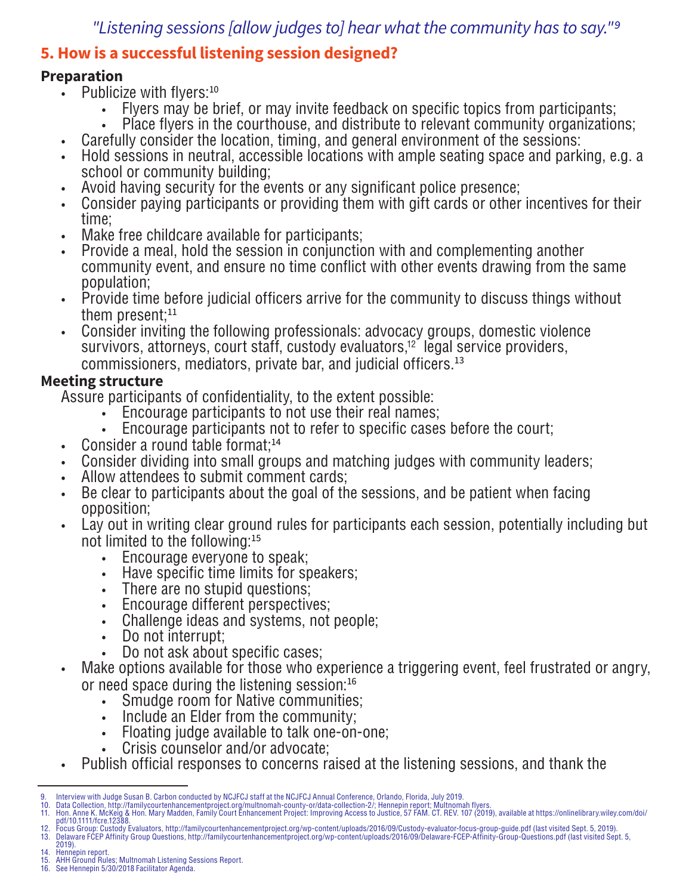*"Listening sessions [allow judges to] hear what the community has to say."[9]*

## 5. How is a successful listening session designed?

### Preparation

- Publicize with flyers:[10]
  - Flyers may be brief, or may invite feedback on specific topics from participants;
  - Place flyers in the courthouse, and distribute to relevant community organizations;
- Carefully consider the location, timing, and general environment of the sessions:
- Hold sessions in neutral, accessible locations with ample seating space and parking, e.g. a school or community building;
- Avoid having security for the events or any significant police presence;
- Consider paying participants or providing them with gift cards or other incentives for their time;
- Make free childcare available for participants;
- Provide a meal, hold the session in conjunction with and complementing another community event, and ensure no time conflict with other events drawing from the same population;
- Provide time before judicial officers arrive for the community to discuss things without them present;[11]
- Consider inviting the following professionals: advocacy groups, domestic violence survivors, attorneys, court staff, custody evaluators,[12] legal service providers, commissioners, mediators, private bar, and judicial officers.[13]

### Meeting structure

Assure participants of confidentiality, to the extent possible:

- Encourage participants to not use their real names;
- Encourage participants not to refer to specific cases before the court;

- Consider a round table format;[14]
- Consider dividing into small groups and matching judges with community leaders;
- Allow attendees to submit comment cards;
- Be clear to participants about the goal of the sessions, and be patient when facing opposition;
- Lay out in writing clear ground rules for participants each session, potentially including but not limited to the following:[15]
  - Encourage everyone to speak;
  - Have specific time limits for speakers;
  - There are no stupid questions;
  - Encourage different perspectives;
  - Challenge ideas and systems, not people;
  - Do not interrupt;
  - Do not ask about specific cases;
- Make options available for those who experience a triggering event, feel frustrated or angry, or need space during the listening session:[16]
  - Smudge room for Native communities;
  - Include an Elder from the community;
  - Floating judge available to talk one-on-one;
  - Crisis counselor and/or advocate;
- Publish official responses to concerns raised at the listening sessions, and thank the

---

9. Interview with Judge Susan B. Carbon conducted by NCJFCJ staff at the NCJFCJ Annual Conference, Orlando, Florida, July 2019.
10. Data Collection, http://familycourtenhancementproject.org/multnomah-county-or/data-collection-2/; Hennepin report; Multnomah flyers.
11. Hon. Anne K. McKeig & Hon. Mary Madden, Family Court Enhancement Project: Improving Access to Justice, 57 FAM. CT. REV. 107 (2019), available at https://onlinelibrary.wiley.com/doi/pdf/10.1111/fcre.12388.
12. Focus Group: Custody Evaluators, http://familycourtenhancementproject.org/wp-content/uploads/2016/09/Custody-evaluator-focus-group-guide.pdf (last visited Sept. 5, 2019).
13. Delaware FCEP Affinity Group Questions, http://familycourtenhancementproject.org/wp-content/uploads/2016/09/Delaware-FCEP-Affinity-Group-Questions.pdf (last visited Sept. 5, 2019).
14. Hennepin report.
15. AHH Ground Rules; Multnomah Listening Sessions Report.
16. See Hennepin 5/30/2018 Facilitator Agenda.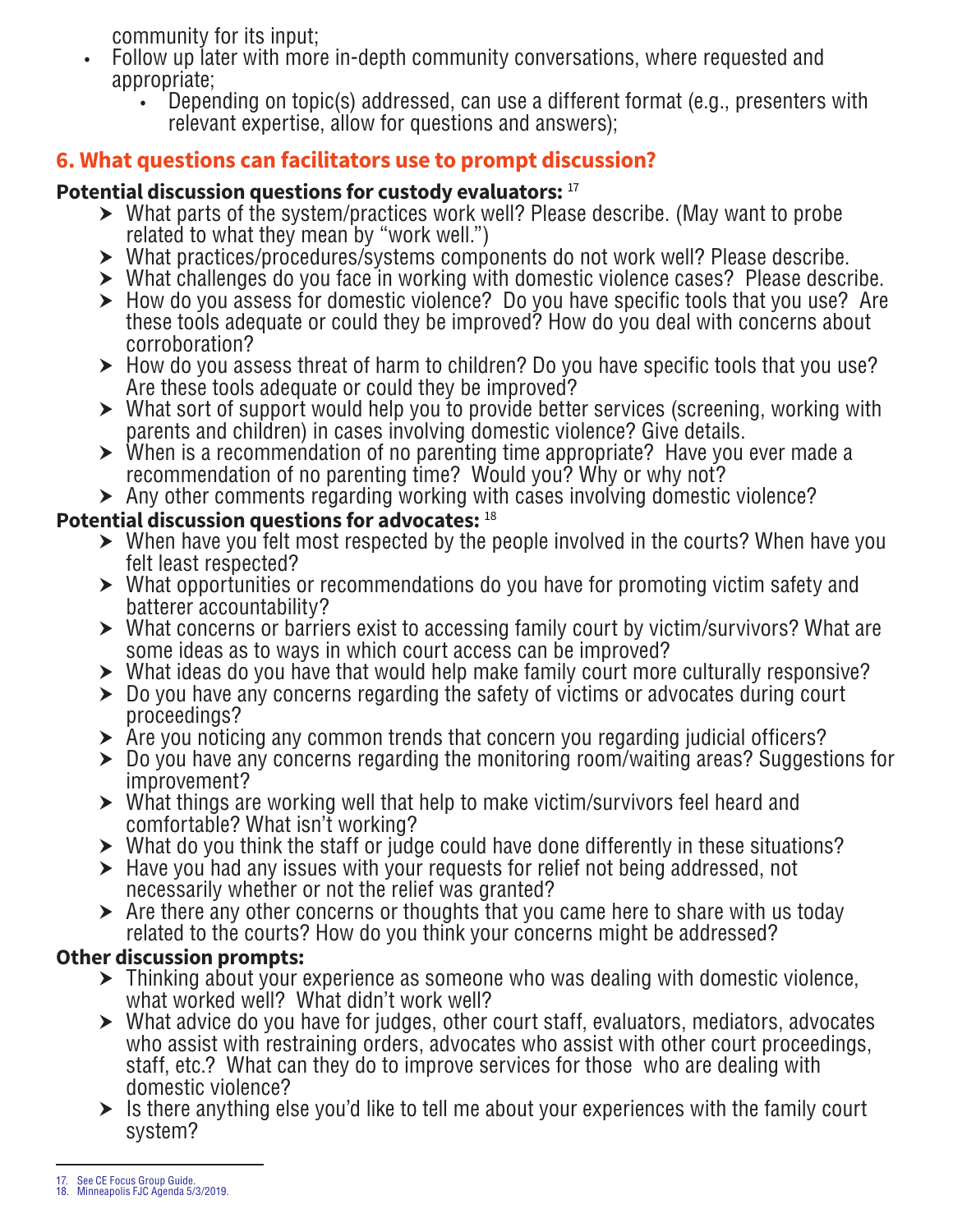community for its input;

- Follow up later with more in-depth community conversations, where requested and appropriate;
  - Depending on topic(s) addressed, can use a different format (e.g., presenters with relevant expertise, allow for questions and answers);

## 6. What questions can facilitators use to prompt discussion?

**Potential discussion questions for custody evaluators:** [17]

- What parts of the system/practices work well? Please describe. (May want to probe related to what they mean by "work well.")
- What practices/procedures/systems components do not work well? Please describe.
- What challenges do you face in working with domestic violence cases? Please describe.
- How do you assess for domestic violence? Do you have specific tools that you use? Are these tools adequate or could they be improved? How do you deal with concerns about corroboration?
- How do you assess threat of harm to children? Do you have specific tools that you use? Are these tools adequate or could they be improved?
- What sort of support would help you to provide better services (screening, working with parents and children) in cases involving domestic violence? Give details.
- When is a recommendation of no parenting time appropriate? Have you ever made a recommendation of no parenting time? Would you? Why or why not?
- Any other comments regarding working with cases involving domestic violence?

**Potential discussion questions for advocates:** [18]

- When have you felt most respected by the people involved in the courts? When have you felt least respected?
- What opportunities or recommendations do you have for promoting victim safety and batterer accountability?
- What concerns or barriers exist to accessing family court by victim/survivors? What are some ideas as to ways in which court access can be improved?
- What ideas do you have that would help make family court more culturally responsive?
- Do you have any concerns regarding the safety of victims or advocates during court proceedings?
- Are you noticing any common trends that concern you regarding judicial officers?
- Do you have any concerns regarding the monitoring room/waiting areas? Suggestions for improvement?
- What things are working well that help to make victim/survivors feel heard and comfortable? What isn't working?
- What do you think the staff or judge could have done differently in these situations?
- Have you had any issues with your requests for relief not being addressed, not necessarily whether or not the relief was granted?
- Are there any other concerns or thoughts that you came here to share with us today related to the courts? How do you think your concerns might be addressed?

**Other discussion prompts:**

- Thinking about your experience as someone who was dealing with domestic violence, what worked well? What didn't work well?
- What advice do you have for judges, other court staff, evaluators, mediators, advocates who assist with restraining orders, advocates who assist with other court proceedings, staff, etc.? What can they do to improve services for those who are dealing with domestic violence?
- Is there anything else you'd like to tell me about your experiences with the family court system?

---

17. See CE Focus Group Guide.
18. Minneapolis FJC Agenda 5/3/2019.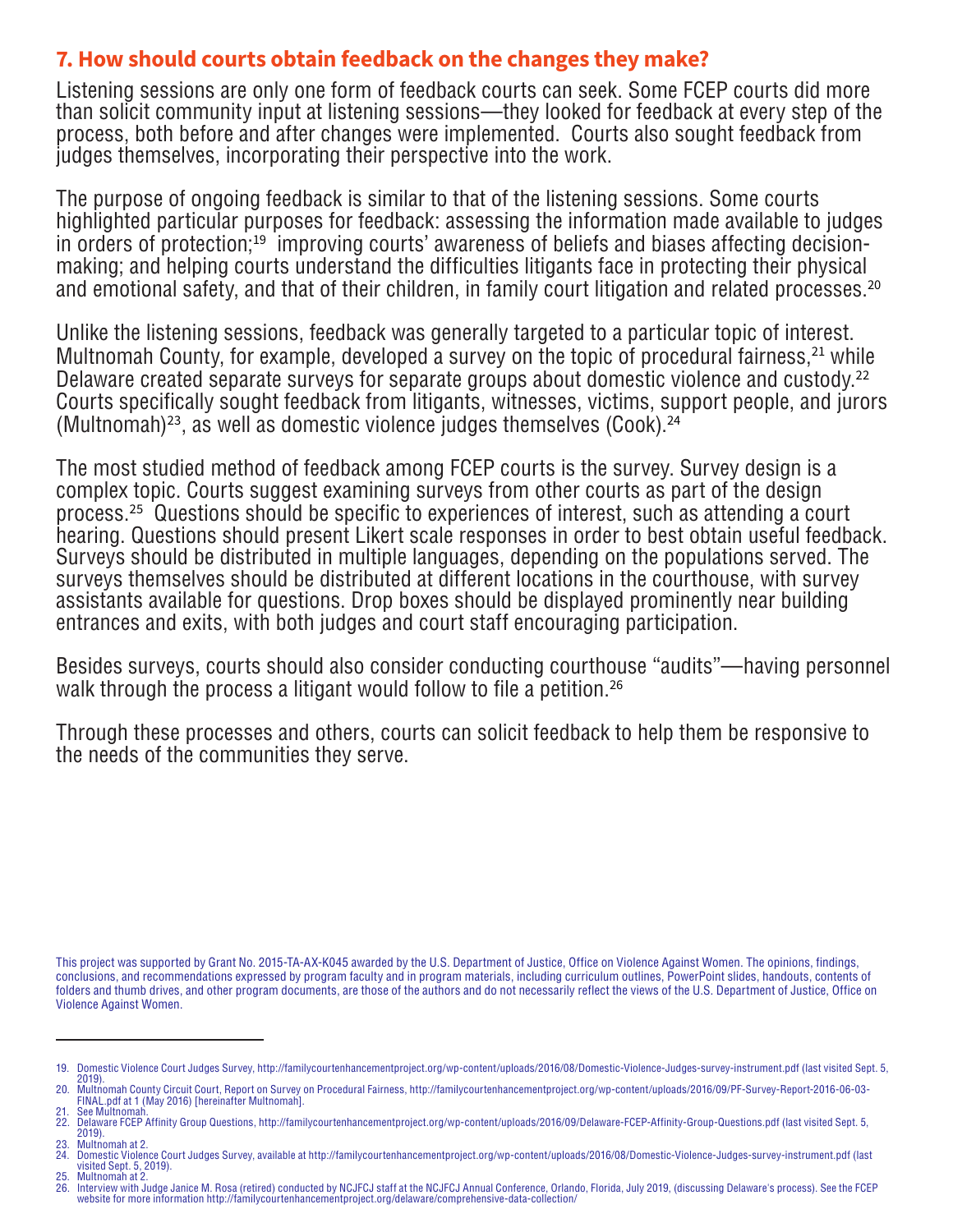## 7. How should courts obtain feedback on the changes they make?

Listening sessions are only one form of feedback courts can seek. Some FCEP courts did more than solicit community input at listening sessions—they looked for feedback at every step of the process, both before and after changes were implemented. Courts also sought feedback from judges themselves, incorporating their perspective into the work.

The purpose of ongoing feedback is similar to that of the listening sessions. Some courts highlighted particular purposes for feedback: assessing the information made available to judges in orders of protection;[19] improving courts' awareness of beliefs and biases affecting decision-making; and helping courts understand the difficulties litigants face in protecting their physical and emotional safety, and that of their children, in family court litigation and related processes.[20]

Unlike the listening sessions, feedback was generally targeted to a particular topic of interest. Multnomah County, for example, developed a survey on the topic of procedural fairness,[21] while Delaware created separate surveys for separate groups about domestic violence and custody.[22] Courts specifically sought feedback from litigants, witnesses, victims, support people, and jurors (Multnomah)[23], as well as domestic violence judges themselves (Cook).[24]

The most studied method of feedback among FCEP courts is the survey. Survey design is a complex topic. Courts suggest examining surveys from other courts as part of the design process.[25] Questions should be specific to experiences of interest, such as attending a court hearing. Questions should present Likert scale responses in order to best obtain useful feedback. Surveys should be distributed in multiple languages, depending on the populations served. The surveys themselves should be distributed at different locations in the courthouse, with survey assistants available for questions. Drop boxes should be displayed prominently near building entrances and exits, with both judges and court staff encouraging participation.

Besides surveys, courts should also consider conducting courthouse "audits"—having personnel walk through the process a litigant would follow to file a petition.[26]

Through these processes and others, courts can solicit feedback to help them be responsive to the needs of the communities they serve.

This project was supported by Grant No. 2015-TA-AX-K045 awarded by the U.S. Department of Justice, Office on Violence Against Women. The opinions, findings, conclusions, and recommendations expressed by program faculty and in program materials, including curriculum outlines, PowerPoint slides, handouts, contents of folders and thumb drives, and other program documents, are those of the authors and do not necessarily reflect the views of the U.S. Department of Justice, Office on Violence Against Women.

---

19. Domestic Violence Court Judges Survey, http://familycourtenhancementproject.org/wp-content/uploads/2016/08/Domestic-Violence-Judges-survey-instrument.pdf (last visited Sept. 5, 2019).
20. Multnomah County Circuit Court, Report on Survey on Procedural Fairness, http://familycourtenhancementproject.org/wp-content/uploads/2016/09/PF-Survey-Report-2016-06-03-FINAL.pdf at 1 (May 2016) [hereinafter Multnomah].
21. See Multnomah.
22. Delaware FCEP Affinity Group Questions, http://familycourtenhancementproject.org/wp-content/uploads/2016/09/Delaware-FCEP-Affinity-Group-Questions.pdf (last visited Sept. 5, 2019).
23. Multnomah at 2.
24. Domestic Violence Court Judges Survey, available at http://familycourtenhancementproject.org/wp-content/uploads/2016/08/Domestic-Violence-Judges-survey-instrument.pdf (last visited Sept. 5, 2019).
25. Multnomah at 2.
26. Interview with Judge Janice M. Rosa (retired) conducted by NCJFCJ staff at the NCJFCJ Annual Conference, Orlando, Florida, July 2019, (discussing Delaware's process). See the FCEP website for more information http://familycourtenhancementproject.org/delaware/comprehensive-data-collection/